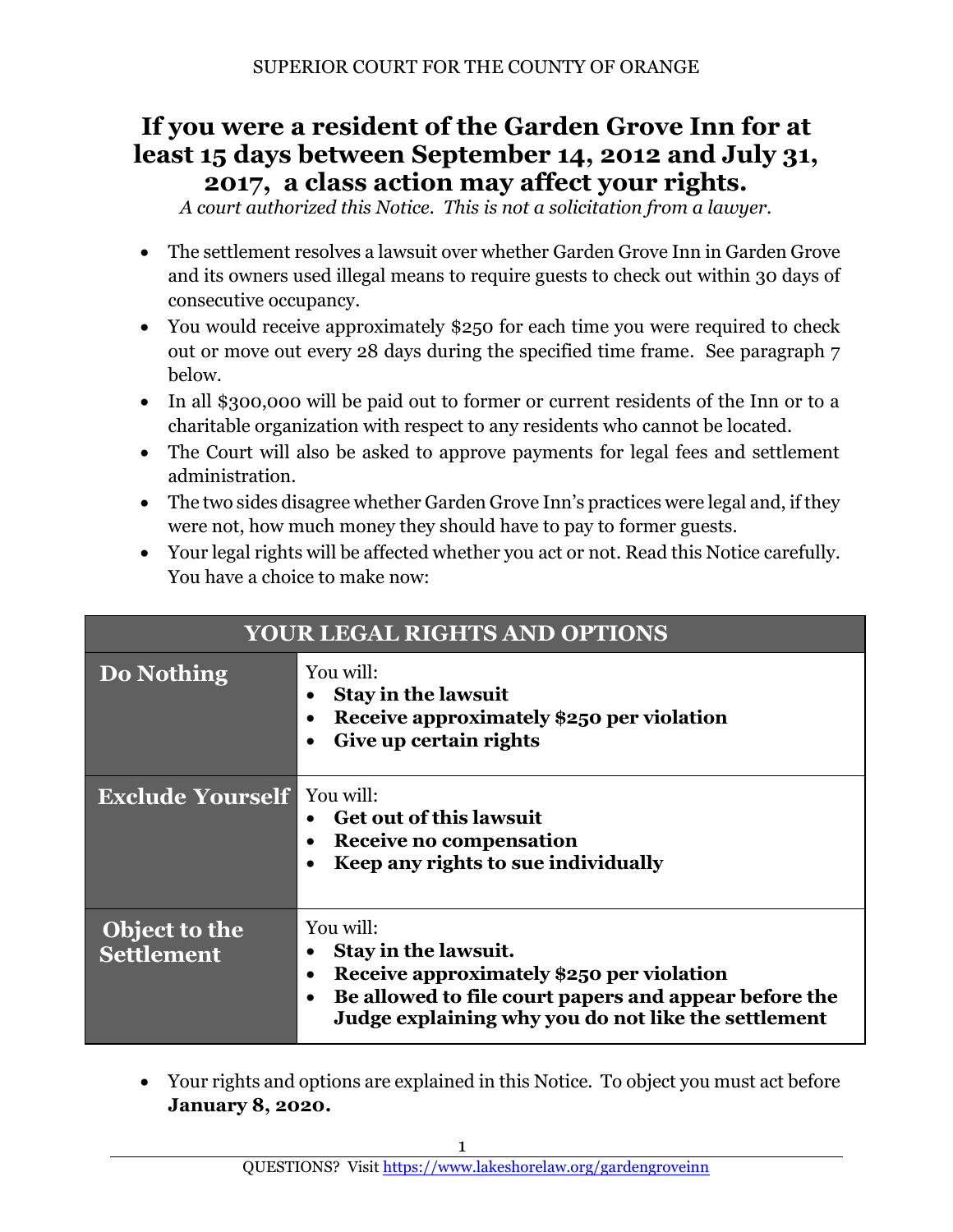SUPERIOR COURT FOR THE COUNTY OF ORANGE

# If you were a resident of the Garden Grove Inn for at least 15 days between September 14, 2012 and July 31, 2017, a class action may affect your rights.

*A court authorized this Notice. This is not a solicitation from a lawyer.*

- The settlement resolves a lawsuit over whether Garden Grove Inn in Garden Grove and its owners used illegal means to require guests to check out within 30 days of consecutive occupancy.
- You would receive approximately $250 for each time you were required to check out or move out every 28 days during the specified time frame. See paragraph 7 below.
- In all $300,000 will be paid out to former or current residents of the Inn or to a charitable organization with respect to any residents who cannot be located.
- The Court will also be asked to approve payments for legal fees and settlement administration.
- The two sides disagree whether Garden Grove Inn's practices were legal and, if they were not, how much money they should have to pay to former guests.
- Your legal rights will be affected whether you act or not. Read this Notice carefully. You have a choice to make now:

| YOUR LEGAL RIGHTS AND OPTIONS | |
|---|---|
| **Do Nothing** | You will:<br>• **Stay in the lawsuit**<br>• **Receive approximately $250 per violation**<br>• **Give up certain rights** |
| **Exclude Yourself** | You will:<br>• **Get out of this lawsuit**<br>• **Receive no compensation**<br>• **Keep any rights to sue individually** |
| **Object to the Settlement** | You will:<br>• **Stay in the lawsuit.**<br>• **Receive approximately $250 per violation**<br>• **Be allowed to file court papers and appear before the Judge explaining why you do not like the settlement** |

- Your rights and options are explained in this Notice. To object you must act before **January 8, 2020.**

QUESTIONS? Visit https://www.lakeshorelaw.org/gardengroveinn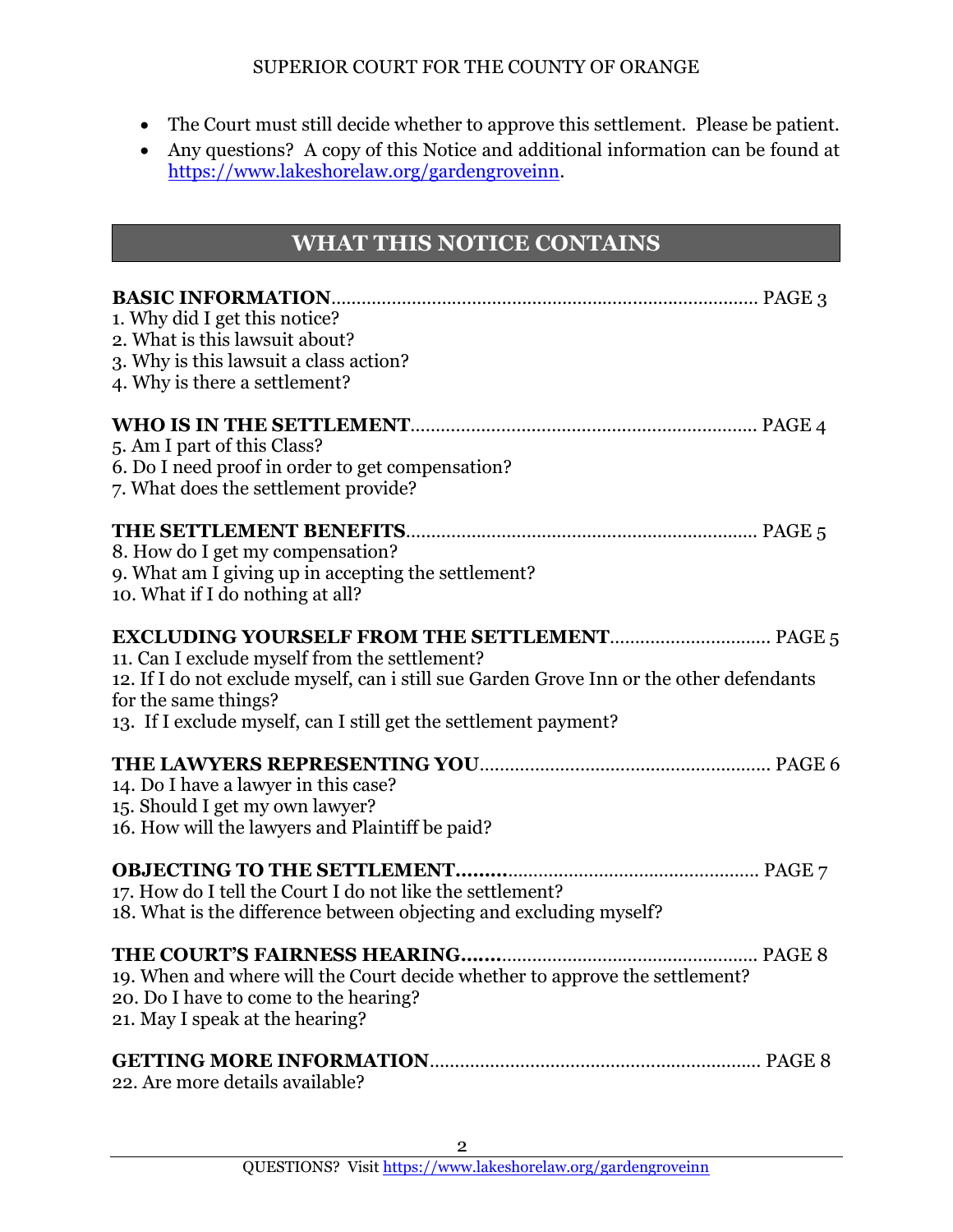- The Court must still decide whether to approve this settlement. Please be patient.
- Any questions? A copy of this Notice and additional information can be found at https://www.lakeshorelaw.org/gardengroveinn.

## WHAT THIS NOTICE CONTAINS

**BASIC INFORMATION**.................................................................................... PAGE 3
1. Why did I get this notice?
2. What is this lawsuit about?
3. Why is this lawsuit a class action?
4. Why is there a settlement?

**WHO IS IN THE SETTLEMENT**.................................................................... PAGE 4
5. Am I part of this Class?
6. Do I need proof in order to get compensation?
7. What does the settlement provide?

**THE SETTLEMENT BENEFITS**..................................................................... PAGE 5
8. How do I get my compensation?
9. What am I giving up in accepting the settlement?
10. What if I do nothing at all?

**EXCLUDING YOURSELF FROM THE SETTLEMENT**............................... PAGE 5
11. Can I exclude myself from the settlement?
12. If I do not exclude myself, can i still sue Garden Grove Inn or the other defendants for the same things?
13. If I exclude myself, can I still get the settlement payment?

**THE LAWYERS REPRESENTING YOU**......................................................... PAGE 6
14. Do I have a lawyer in this case?
15. Should I get my own lawyer?
16. How will the lawyers and Plaintiff be paid?

**OBJECTING TO THE SETTLEMENT.........**................................................... PAGE 7
17. How do I tell the Court I do not like the settlement?
18. What is the difference between objecting and excluding myself?

**THE COURT'S FAIRNESS HEARING.......**.................................................. PAGE 8
19. When and where will the Court decide whether to approve the settlement?
20. Do I have to come to the hearing?
21. May I speak at the hearing?

**GETTING MORE INFORMATION**................................................................. PAGE 8
22. Are more details available?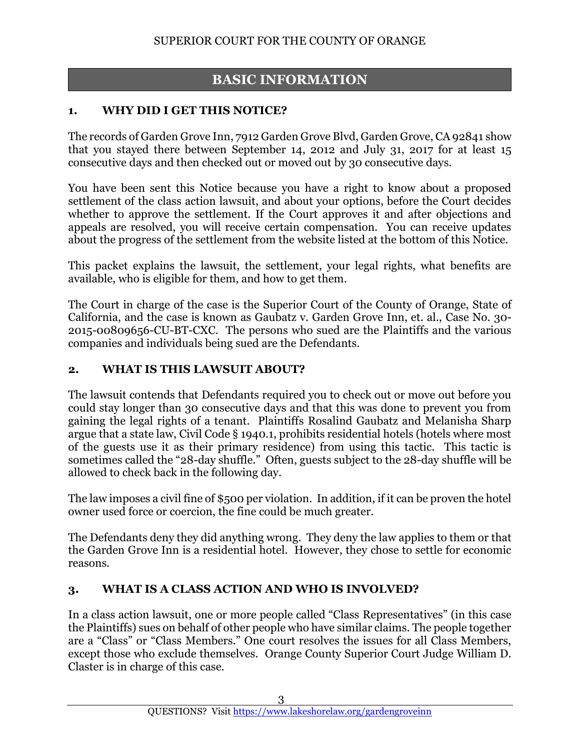## BASIC INFORMATION

### 1. WHY DID I GET THIS NOTICE?

The records of Garden Grove Inn, 7912 Garden Grove Blvd, Garden Grove, CA 92841 show that you stayed there between September 14, 2012 and July 31, 2017 for at least 15 consecutive days and then checked out or moved out by 30 consecutive days.

You have been sent this Notice because you have a right to know about a proposed settlement of the class action lawsuit, and about your options, before the Court decides whether to approve the settlement. If the Court approves it and after objections and appeals are resolved, you will receive certain compensation. You can receive updates about the progress of the settlement from the website listed at the bottom of this Notice.

This packet explains the lawsuit, the settlement, your legal rights, what benefits are available, who is eligible for them, and how to get them.

The Court in charge of the case is the Superior Court of the County of Orange, State of California, and the case is known as Gaubatz v. Garden Grove Inn, et. al., Case No. 30-2015-00809656-CU-BT-CXC. The persons who sued are the Plaintiffs and the various companies and individuals being sued are the Defendants.

### 2. WHAT IS THIS LAWSUIT ABOUT?

The lawsuit contends that Defendants required you to check out or move out before you could stay longer than 30 consecutive days and that this was done to prevent you from gaining the legal rights of a tenant. Plaintiffs Rosalind Gaubatz and Melanisha Sharp argue that a state law, Civil Code § 1940.1, prohibits residential hotels (hotels where most of the guests use it as their primary residence) from using this tactic. This tactic is sometimes called the "28-day shuffle." Often, guests subject to the 28-day shuffle will be allowed to check back in the following day.

The law imposes a civil fine of $500 per violation. In addition, if it can be proven the hotel owner used force or coercion, the fine could be much greater.

The Defendants deny they did anything wrong. They deny the law applies to them or that the Garden Grove Inn is a residential hotel. However, they chose to settle for economic reasons.

### 3. WHAT IS A CLASS ACTION AND WHO IS INVOLVED?

In a class action lawsuit, one or more people called "Class Representatives" (in this case the Plaintiffs) sues on behalf of other people who have similar claims. The people together are a "Class" or "Class Members." One court resolves the issues for all Class Members, except those who exclude themselves. Orange County Superior Court Judge William D. Claster is in charge of this case.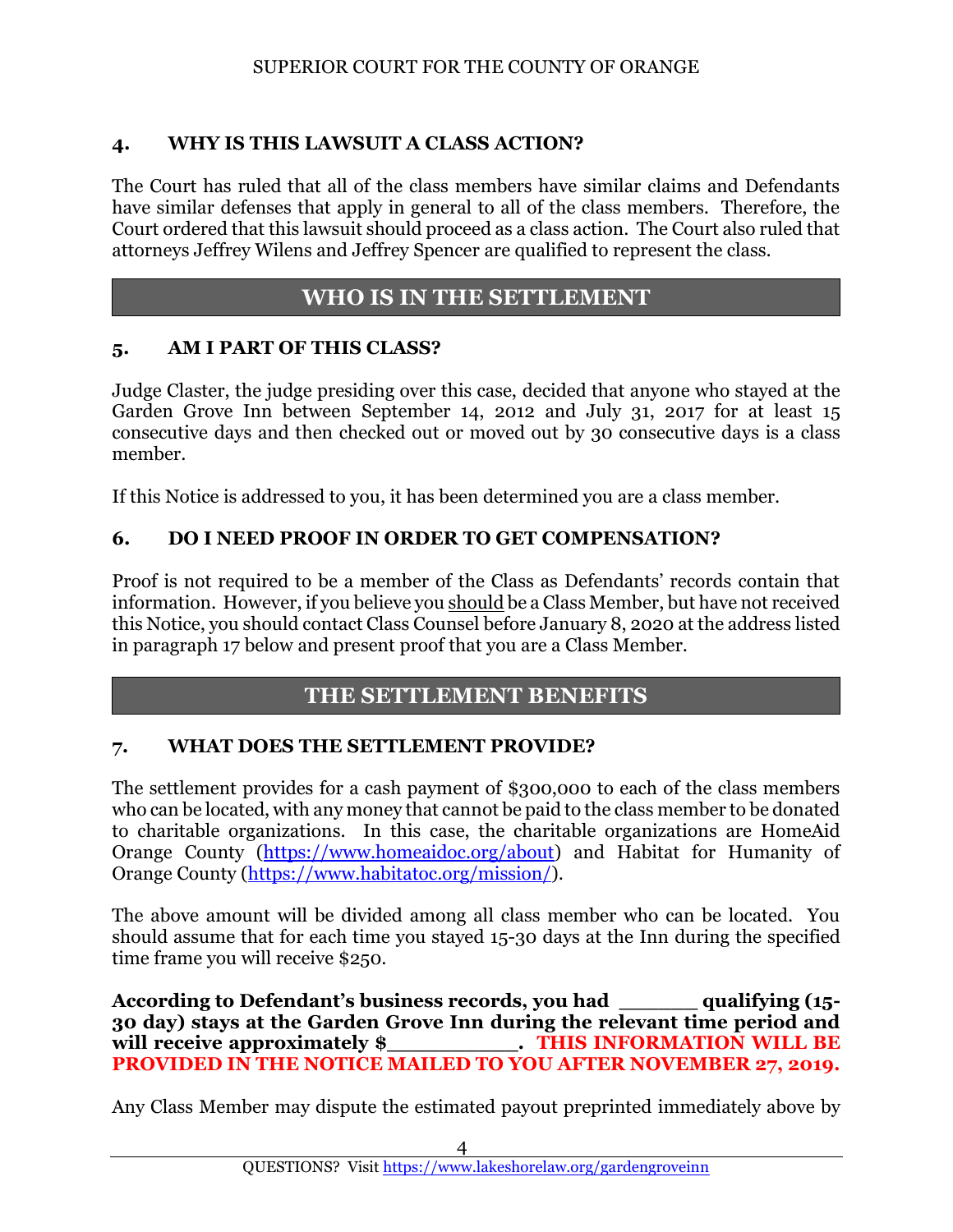## 4. WHY IS THIS LAWSUIT A CLASS ACTION?

The Court has ruled that all of the class members have similar claims and Defendants have similar defenses that apply in general to all of the class members. Therefore, the Court ordered that this lawsuit should proceed as a class action. The Court also ruled that attorneys Jeffrey Wilens and Jeffrey Spencer are qualified to represent the class.

# WHO IS IN THE SETTLEMENT

## 5. AM I PART OF THIS CLASS?

Judge Claster, the judge presiding over this case, decided that anyone who stayed at the Garden Grove Inn between September 14, 2012 and July 31, 2017 for at least 15 consecutive days and then checked out or moved out by 30 consecutive days is a class member.

If this Notice is addressed to you, it has been determined you are a class member.

## 6. DO I NEED PROOF IN ORDER TO GET COMPENSATION?

Proof is not required to be a member of the Class as Defendants' records contain that information. However, if you believe you should be a Class Member, but have not received this Notice, you should contact Class Counsel before January 8, 2020 at the address listed in paragraph 17 below and present proof that you are a Class Member.

# THE SETTLEMENT BENEFITS

## 7. WHAT DOES THE SETTLEMENT PROVIDE?

The settlement provides for a cash payment of $300,000 to each of the class members who can be located, with any money that cannot be paid to the class member to be donated to charitable organizations. In this case, the charitable organizations are HomeAid Orange County (https://www.homeaidoc.org/about) and Habitat for Humanity of Orange County (https://www.habitatoc.org/mission/).

The above amount will be divided among all class member who can be located. You should assume that for each time you stayed 15-30 days at the Inn during the specified time frame you will receive $250.

**According to Defendant's business records, you had ______ qualifying (15-30 day) stays at the Garden Grove Inn during the relevant time period and will receive approximately $__________. THIS INFORMATION WILL BE PROVIDED IN THE NOTICE MAILED TO YOU AFTER NOVEMBER 27, 2019.**

Any Class Member may dispute the estimated payout preprinted immediately above by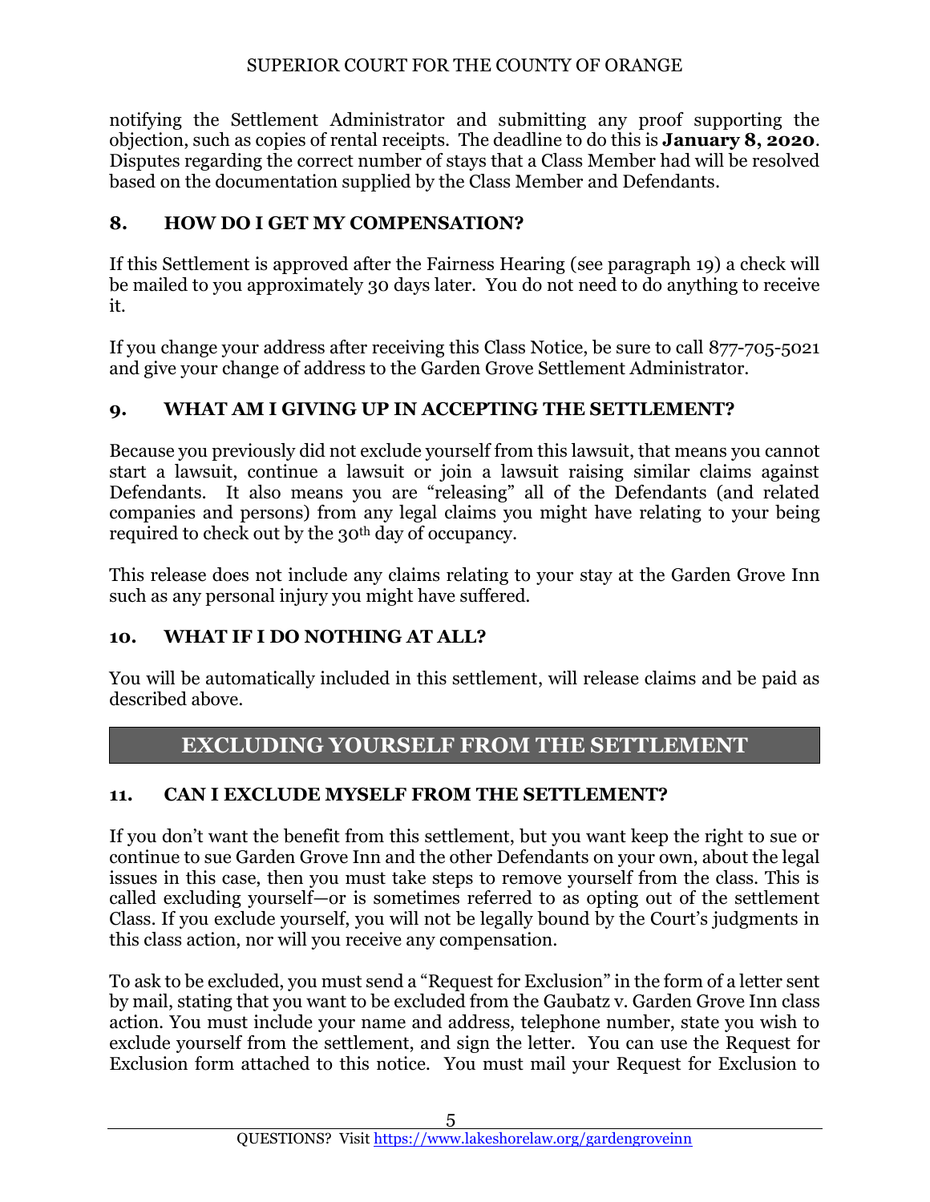notifying the Settlement Administrator and submitting any proof supporting the objection, such as copies of rental receipts. The deadline to do this is **January 8, 2020**. Disputes regarding the correct number of stays that a Class Member had will be resolved based on the documentation supplied by the Class Member and Defendants.

## 8. HOW DO I GET MY COMPENSATION?

If this Settlement is approved after the Fairness Hearing (see paragraph 19) a check will be mailed to you approximately 30 days later. You do not need to do anything to receive it.

If you change your address after receiving this Class Notice, be sure to call 877-705-5021 and give your change of address to the Garden Grove Settlement Administrator.

## 9. WHAT AM I GIVING UP IN ACCEPTING THE SETTLEMENT?

Because you previously did not exclude yourself from this lawsuit, that means you cannot start a lawsuit, continue a lawsuit or join a lawsuit raising similar claims against Defendants. It also means you are "releasing" all of the Defendants (and related companies and persons) from any legal claims you might have relating to your being required to check out by the 30th day of occupancy.

This release does not include any claims relating to your stay at the Garden Grove Inn such as any personal injury you might have suffered.

## 10. WHAT IF I DO NOTHING AT ALL?

You will be automatically included in this settlement, will release claims and be paid as described above.

# EXCLUDING YOURSELF FROM THE SETTLEMENT

## 11. CAN I EXCLUDE MYSELF FROM THE SETTLEMENT?

If you don't want the benefit from this settlement, but you want keep the right to sue or continue to sue Garden Grove Inn and the other Defendants on your own, about the legal issues in this case, then you must take steps to remove yourself from the class. This is called excluding yourself—or is sometimes referred to as opting out of the settlement Class. If you exclude yourself, you will not be legally bound by the Court's judgments in this class action, nor will you receive any compensation.

To ask to be excluded, you must send a "Request for Exclusion" in the form of a letter sent by mail, stating that you want to be excluded from the Gaubatz v. Garden Grove Inn class action. You must include your name and address, telephone number, state you wish to exclude yourself from the settlement, and sign the letter. You can use the Request for Exclusion form attached to this notice. You must mail your Request for Exclusion to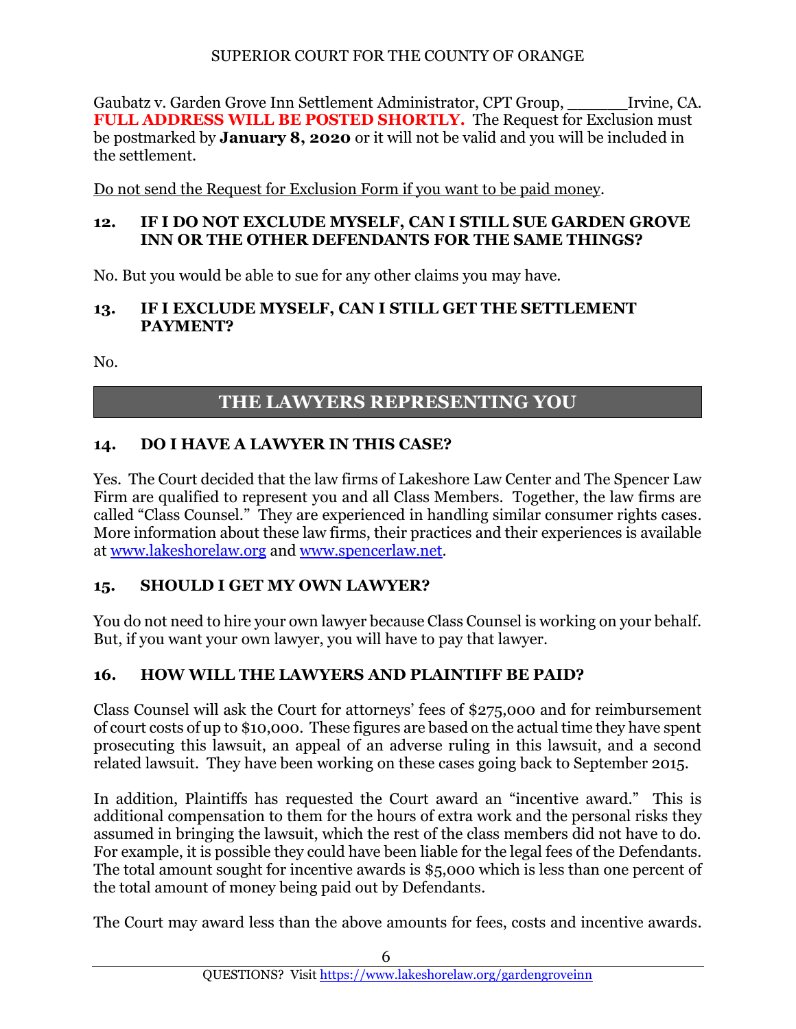Gaubatz v. Garden Grove Inn Settlement Administrator, CPT Group, ______Irvine, CA. **FULL ADDRESS WILL BE POSTED SHORTLY.** The Request for Exclusion must be postmarked by **January 8, 2020** or it will not be valid and you will be included in the settlement.

Do not send the Request for Exclusion Form if you want to be paid money.

### 12. IF I DO NOT EXCLUDE MYSELF, CAN I STILL SUE GARDEN GROVE INN OR THE OTHER DEFENDANTS FOR THE SAME THINGS?

No. But you would be able to sue for any other claims you may have.

### 13. IF I EXCLUDE MYSELF, CAN I STILL GET THE SETTLEMENT PAYMENT?

No.

## THE LAWYERS REPRESENTING YOU

### 14. DO I HAVE A LAWYER IN THIS CASE?

Yes. The Court decided that the law firms of Lakeshore Law Center and The Spencer Law Firm are qualified to represent you and all Class Members. Together, the law firms are called "Class Counsel." They are experienced in handling similar consumer rights cases. More information about these law firms, their practices and their experiences is available at [www.lakeshorelaw.org](www.lakeshorelaw.org) and [www.spencerlaw.net](www.spencerlaw.net).

### 15. SHOULD I GET MY OWN LAWYER?

You do not need to hire your own lawyer because Class Counsel is working on your behalf. But, if you want your own lawyer, you will have to pay that lawyer.

### 16. HOW WILL THE LAWYERS AND PLAINTIFF BE PAID?

Class Counsel will ask the Court for attorneys' fees of $275,000 and for reimbursement of court costs of up to $10,000. These figures are based on the actual time they have spent prosecuting this lawsuit, an appeal of an adverse ruling in this lawsuit, and a second related lawsuit. They have been working on these cases going back to September 2015.

In addition, Plaintiffs has requested the Court award an "incentive award." This is additional compensation to them for the hours of extra work and the personal risks they assumed in bringing the lawsuit, which the rest of the class members did not have to do. For example, it is possible they could have been liable for the legal fees of the Defendants. The total amount sought for incentive awards is $5,000 which is less than one percent of the total amount of money being paid out by Defendants.

The Court may award less than the above amounts for fees, costs and incentive awards.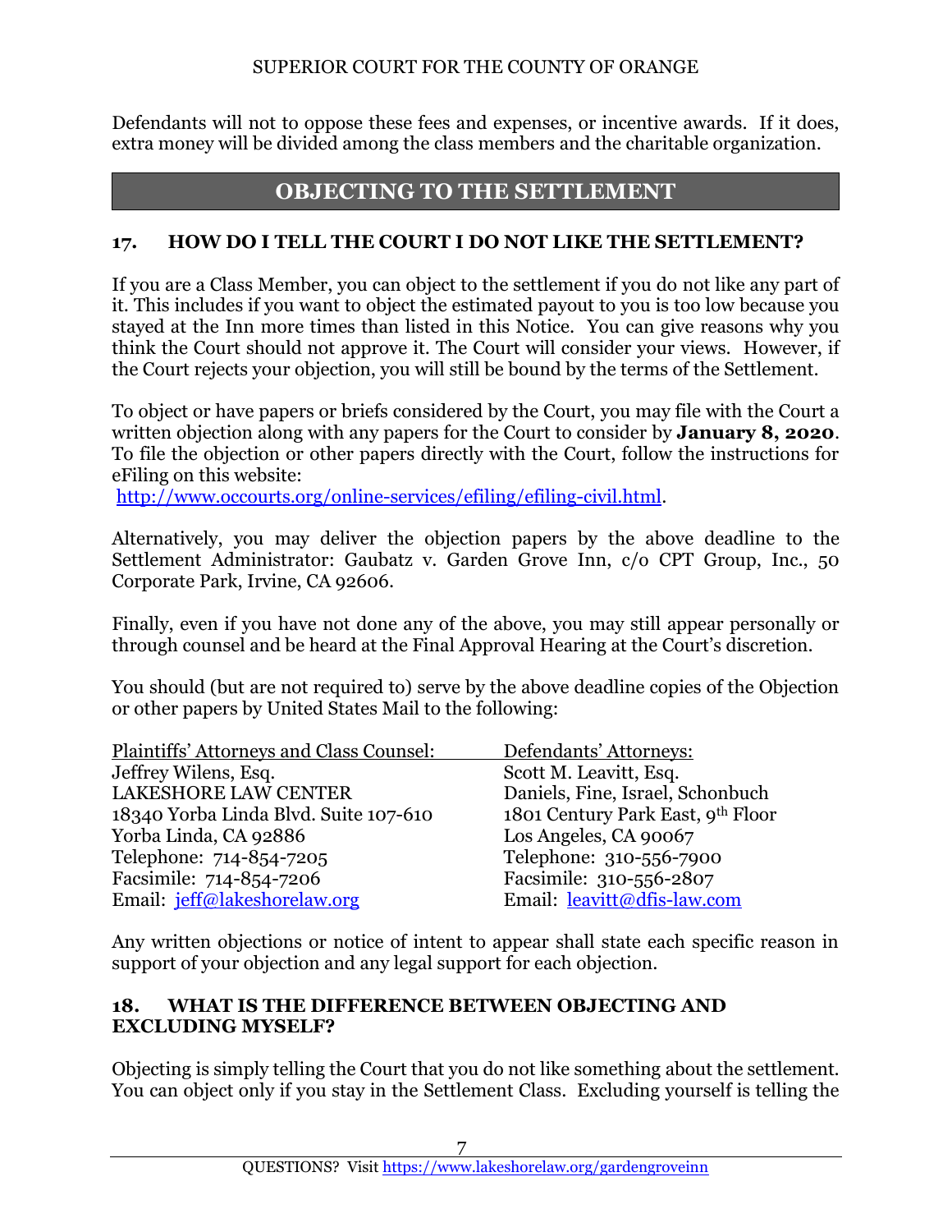Defendants will not to oppose these fees and expenses, or incentive awards. If it does, extra money will be divided among the class members and the charitable organization.

## OBJECTING TO THE SETTLEMENT

### 17. HOW DO I TELL THE COURT I DO NOT LIKE THE SETTLEMENT?

If you are a Class Member, you can object to the settlement if you do not like any part of it. This includes if you want to object the estimated payout to you is too low because you stayed at the Inn more times than listed in this Notice. You can give reasons why you think the Court should not approve it. The Court will consider your views. However, if the Court rejects your objection, you will still be bound by the terms of the Settlement.

To object or have papers or briefs considered by the Court, you may file with the Court a written objection along with any papers for the Court to consider by **January 8, 2020**. To file the objection or other papers directly with the Court, follow the instructions for eFiling on this website:
http://www.occourts.org/online-services/efiling/efiling-civil.html.

Alternatively, you may deliver the objection papers by the above deadline to the Settlement Administrator: Gaubatz v. Garden Grove Inn, c/o CPT Group, Inc., 50 Corporate Park, Irvine, CA 92606.

Finally, even if you have not done any of the above, you may still appear personally or through counsel and be heard at the Final Approval Hearing at the Court's discretion.

You should (but are not required to) serve by the above deadline copies of the Objection or other papers by United States Mail to the following:

| Plaintiffs' Attorneys and Class Counsel: | Defendants' Attorneys: |
|---|---|
| Jeffrey Wilens, Esq. | Scott M. Leavitt, Esq. |
| LAKESHORE LAW CENTER | Daniels, Fine, Israel, Schonbuch |
| 18340 Yorba Linda Blvd. Suite 107-610 | 1801 Century Park East, 9th Floor |
| Yorba Linda, CA 92886 | Los Angeles, CA 90067 |
| Telephone: 714-854-7205 | Telephone: 310-556-7900 |
| Facsimile: 714-854-7206 | Facsimile: 310-556-2807 |
| Email: jeff@lakeshorelaw.org | Email: leavitt@dfis-law.com |

Any written objections or notice of intent to appear shall state each specific reason in support of your objection and any legal support for each objection.

### 18. WHAT IS THE DIFFERENCE BETWEEN OBJECTING AND EXCLUDING MYSELF?

Objecting is simply telling the Court that you do not like something about the settlement. You can object only if you stay in the Settlement Class. Excluding yourself is telling the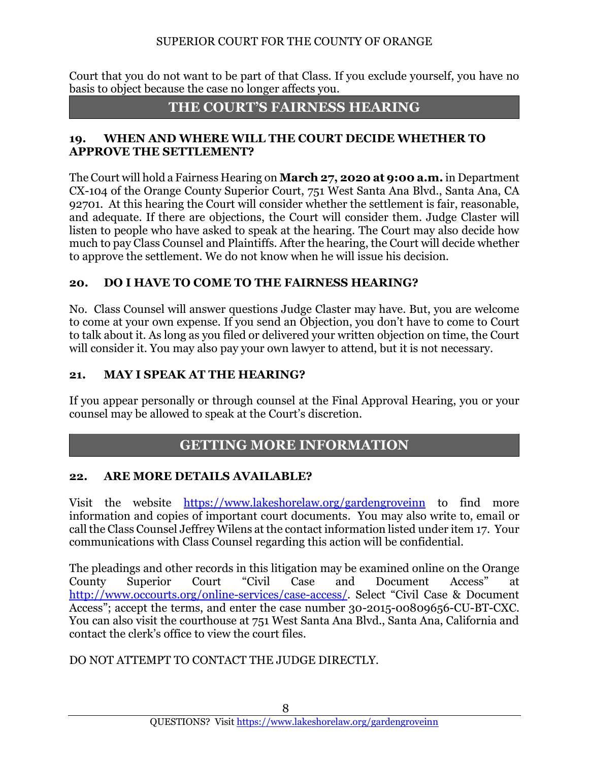Court that you do not want to be part of that Class. If you exclude yourself, you have no basis to object because the case no longer affects you.

## THE COURT'S FAIRNESS HEARING

### 19. WHEN AND WHERE WILL THE COURT DECIDE WHETHER TO APPROVE THE SETTLEMENT?

The Court will hold a Fairness Hearing on **March 27, 2020 at 9:00 a.m.** in Department CX-104 of the Orange County Superior Court, 751 West Santa Ana Blvd., Santa Ana, CA 92701. At this hearing the Court will consider whether the settlement is fair, reasonable, and adequate. If there are objections, the Court will consider them. Judge Claster will listen to people who have asked to speak at the hearing. The Court may also decide how much to pay Class Counsel and Plaintiffs. After the hearing, the Court will decide whether to approve the settlement. We do not know when he will issue his decision.

### 20. DO I HAVE TO COME TO THE FAIRNESS HEARING?

No. Class Counsel will answer questions Judge Claster may have. But, you are welcome to come at your own expense. If you send an Objection, you don't have to come to Court to talk about it. As long as you filed or delivered your written objection on time, the Court will consider it. You may also pay your own lawyer to attend, but it is not necessary.

### 21. MAY I SPEAK AT THE HEARING?

If you appear personally or through counsel at the Final Approval Hearing, you or your counsel may be allowed to speak at the Court's discretion.

## GETTING MORE INFORMATION

### 22. ARE MORE DETAILS AVAILABLE?

Visit the website https://www.lakeshorelaw.org/gardengroveinn to find more information and copies of important court documents. You may also write to, email or call the Class Counsel Jeffrey Wilens at the contact information listed under item 17. Your communications with Class Counsel regarding this action will be confidential.

The pleadings and other records in this litigation may be examined online on the Orange County Superior Court "Civil Case and Document Access" at http://www.occourts.org/online-services/case-access/. Select "Civil Case & Document Access"; accept the terms, and enter the case number 30-2015-00809656-CU-BT-CXC. You can also visit the courthouse at 751 West Santa Ana Blvd., Santa Ana, California and contact the clerk's office to view the court files.

DO NOT ATTEMPT TO CONTACT THE JUDGE DIRECTLY.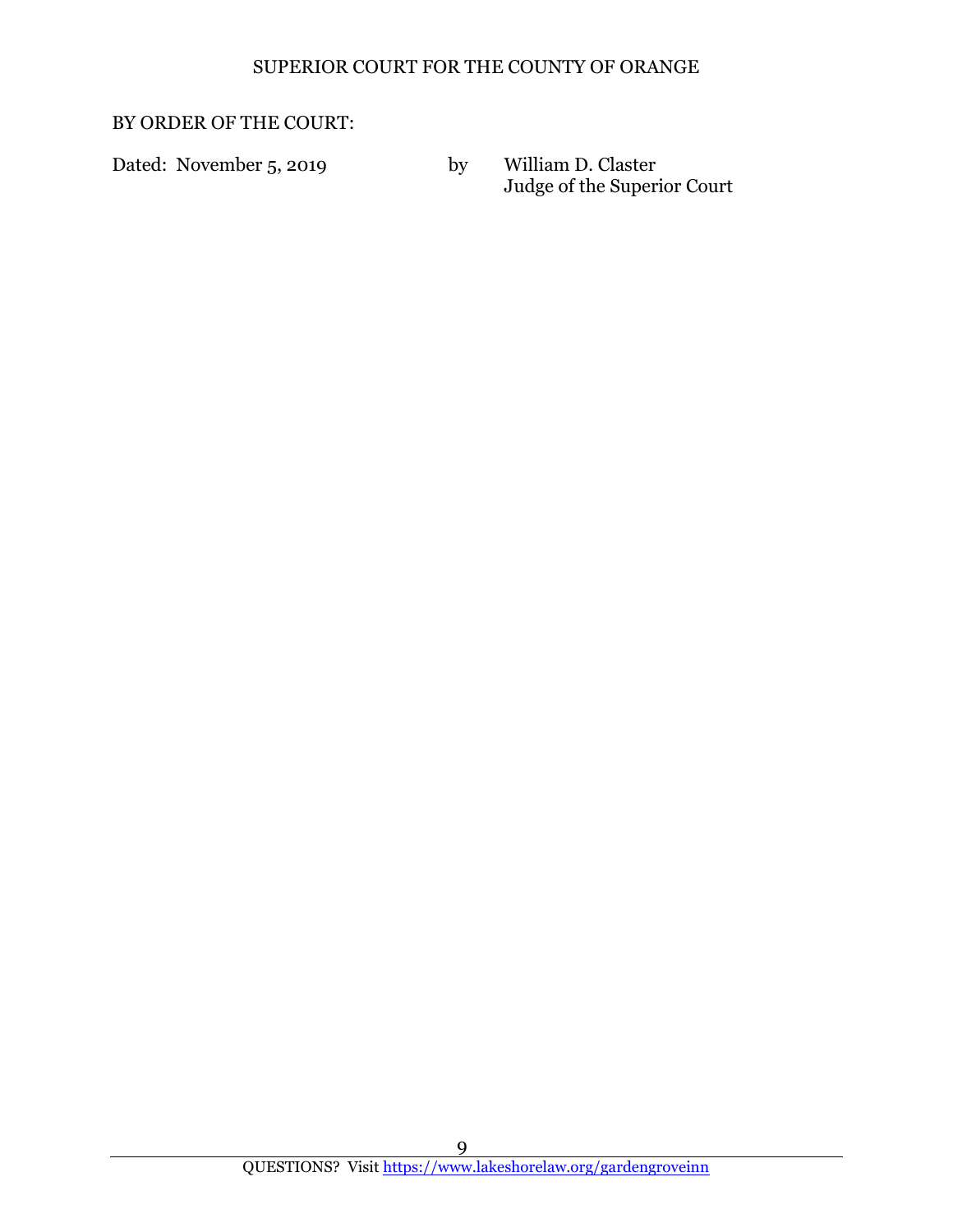SUPERIOR COURT FOR THE COUNTY OF ORANGE

BY ORDER OF THE COURT:

Dated: November 5, 2019 by William D. Claster  
Judge of the Superior Court